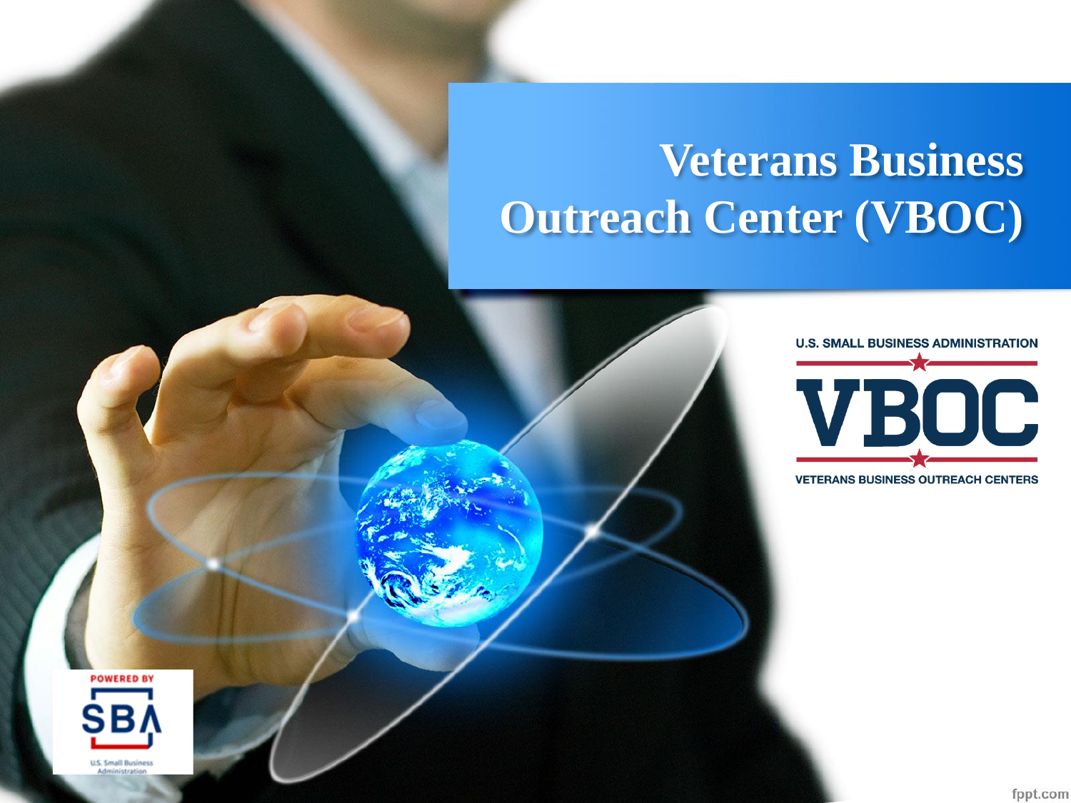# Veterans Business Outreach Center (VBOC)

U.S. SMALL BUSINESS ADMINISTRATION

VBOC

VETERANS BUSINESS OUTREACH CENTERS

POWERED BY SBA U.S. Small Business Administration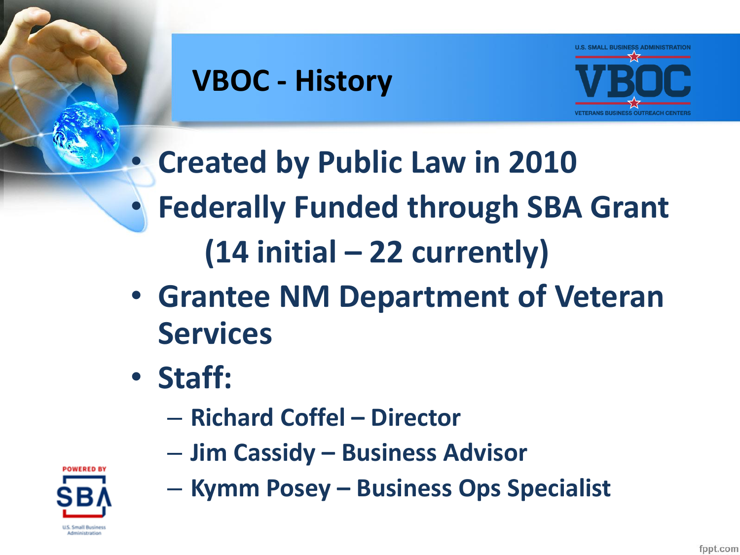# VBOC - History

- Created by Public Law in 2010
- Federally Funded through SBA Grant

  (14 initial – 22 currently)

- Grantee NM Department of Veteran Services
- Staff:
  - Richard Coffel – Director
  - Jim Cassidy – Business Advisor
  - Kymm Posey – Business Ops Specialist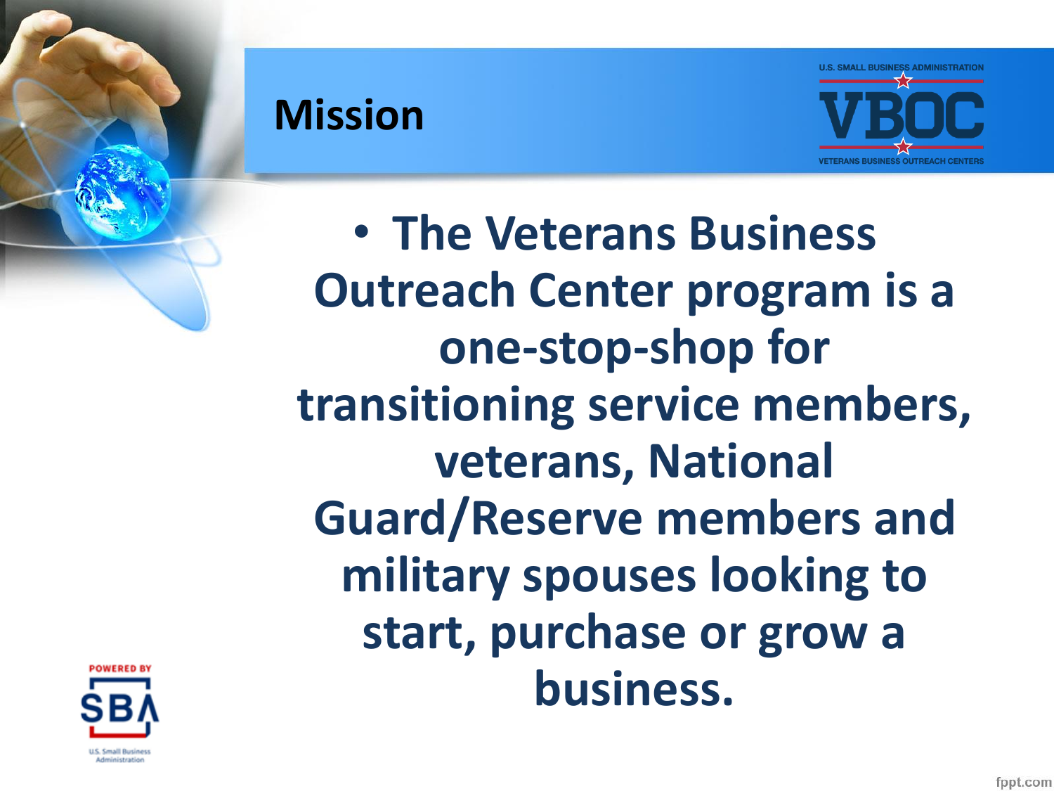# Mission

- The Veterans Business Outreach Center program is a one-stop-shop for transitioning service members, veterans, National Guard/Reserve members and military spouses looking to start, purchase or grow a business.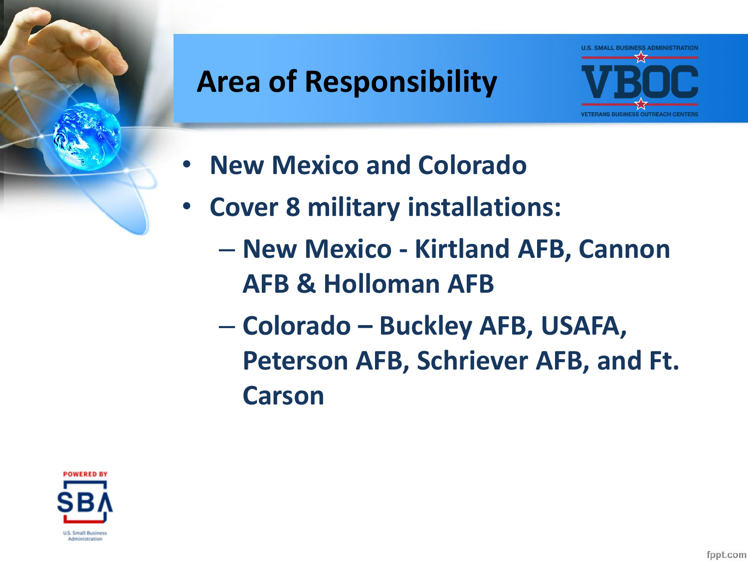# Area of Responsibility

- New Mexico and Colorado
- Cover 8 military installations:
  - New Mexico - Kirtland AFB, Cannon AFB & Holloman AFB
  - Colorado – Buckley AFB, USAFA, Peterson AFB, Schriever AFB, and Ft. Carson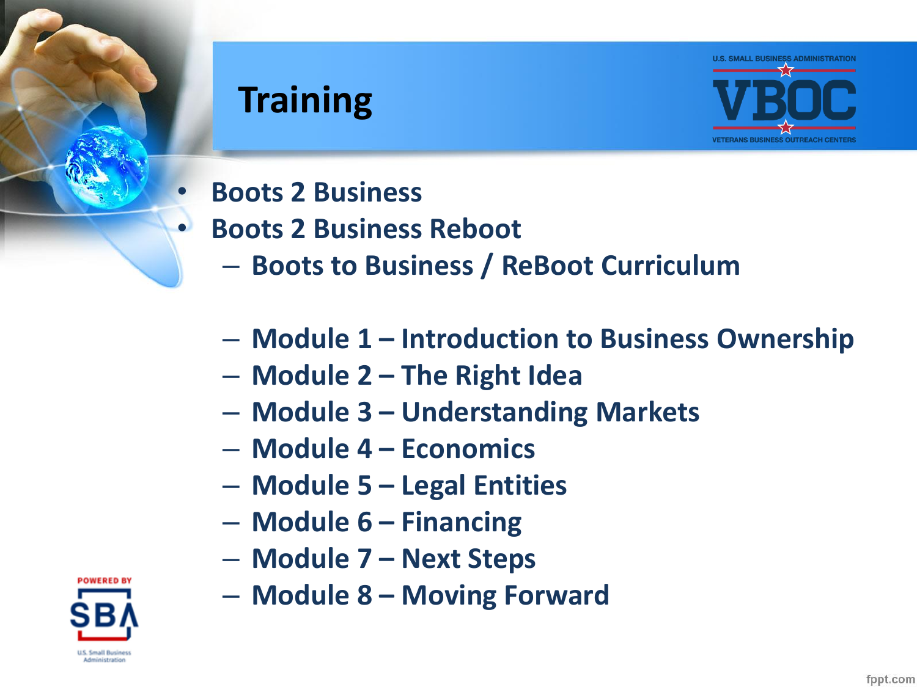# Training

- Boots 2 Business
- Boots 2 Business Reboot
  - Boots to Business / ReBoot Curriculum

  - Module 1 – Introduction to Business Ownership
  - Module 2 – The Right Idea
  - Module 3 – Understanding Markets
  - Module 4 – Economics
  - Module 5 – Legal Entities
  - Module 6 – Financing
  - Module 7 – Next Steps
  - Module 8 – Moving Forward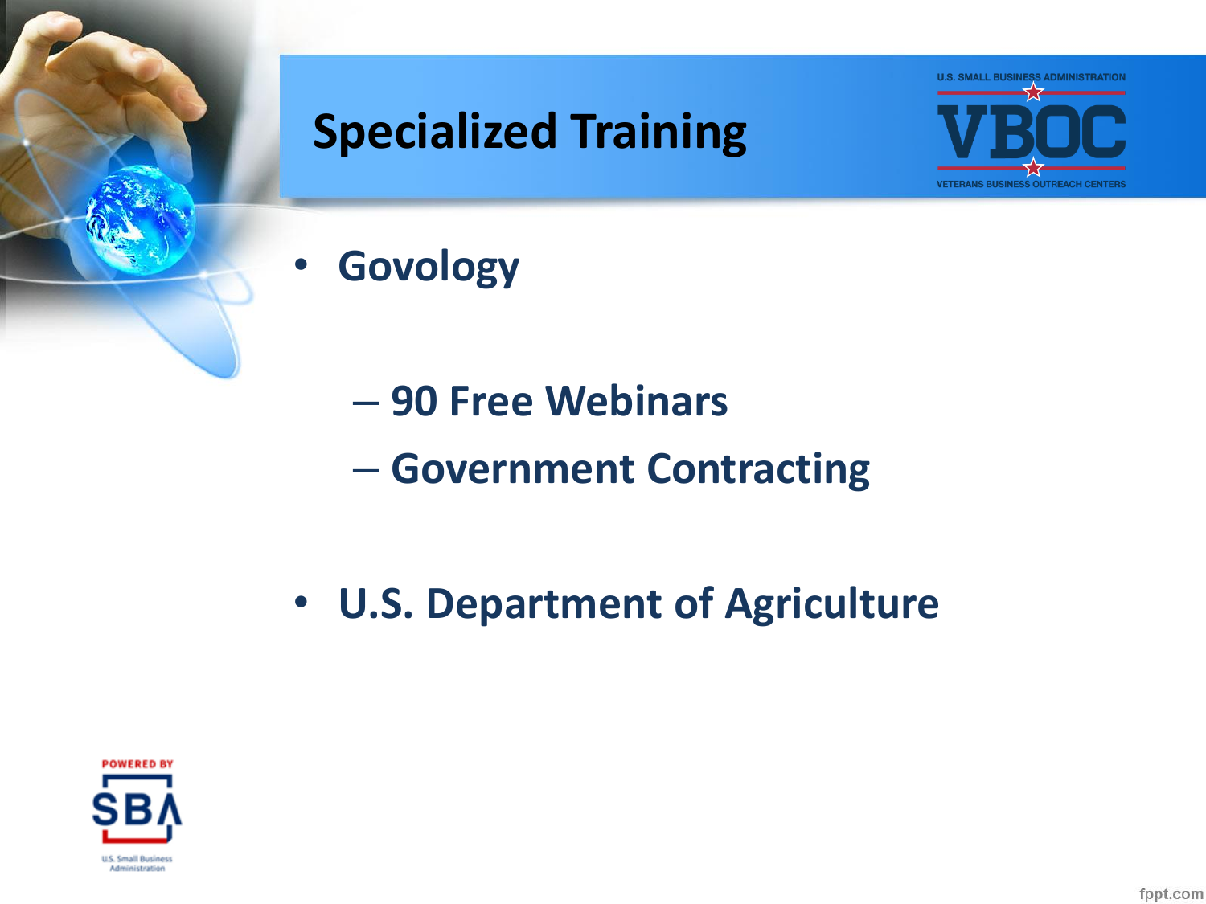# Specialized Training

- Govology
  - 90 Free Webinars
  - Government Contracting
- U.S. Department of Agriculture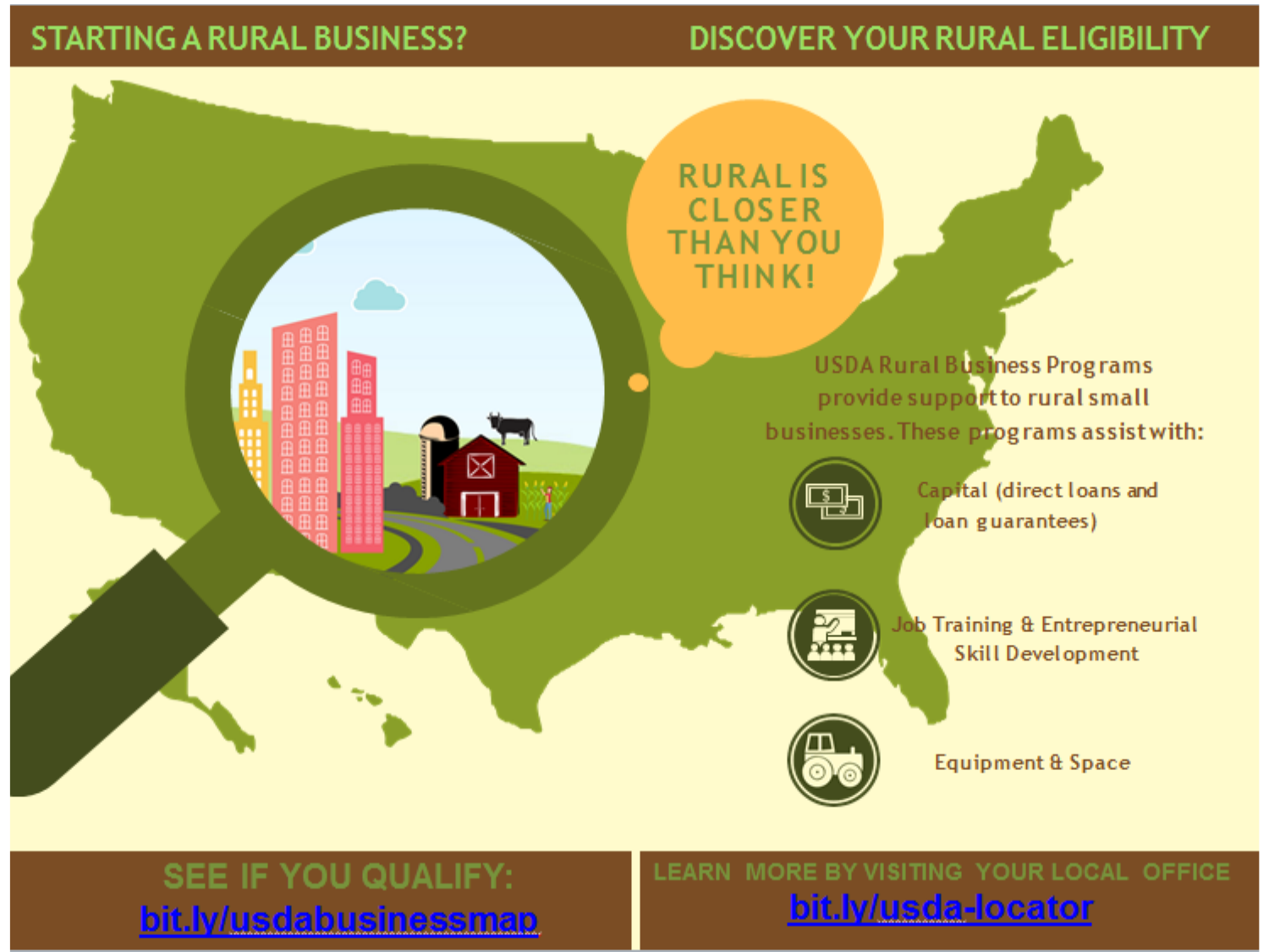## STARTING A RURAL BUSINESS?

## DISCOVER YOUR RURAL ELIGIBILITY

**RURAL IS CLOSER THAN YOU THINK!**

USDA Rural Business Programs provide support to rural small businesses. These programs assist with:

- Capital (direct loans and loan guarantees)
- Job Training & Entrepreneurial Skill Development
- Equipment & Space

**SEE IF YOU QUALIFY:**
bit.ly/usdabusinessmap

**LEARN MORE BY VISITING YOUR LOCAL OFFICE**
bit.ly/usda-locator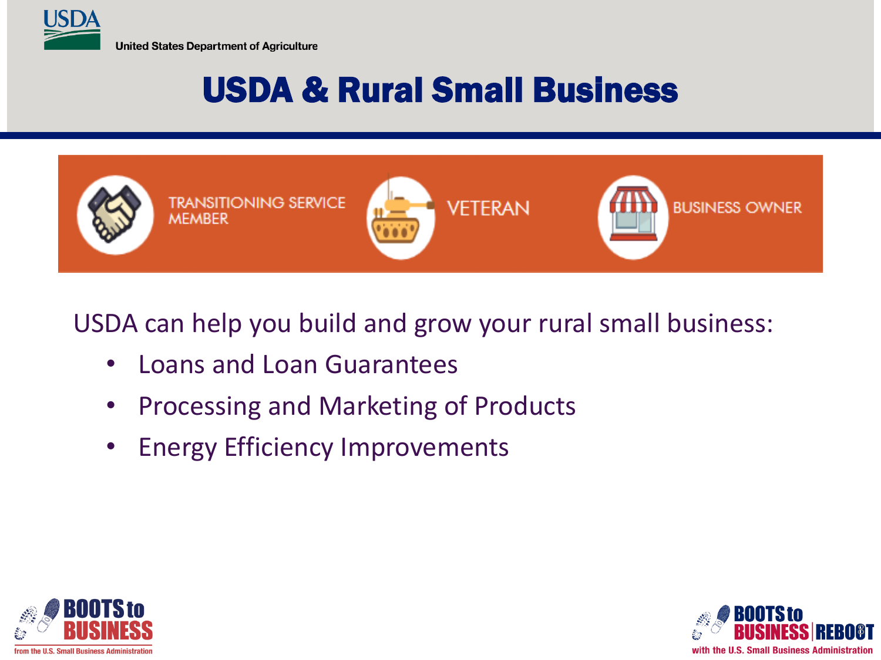# USDA & Rural Small Business

TRANSITIONING SERVICE MEMBER

VETERAN

BUSINESS OWNER

USDA can help you build and grow your rural small business:

- Loans and Loan Guarantees
- Processing and Marketing of Products
- Energy Efficiency Improvements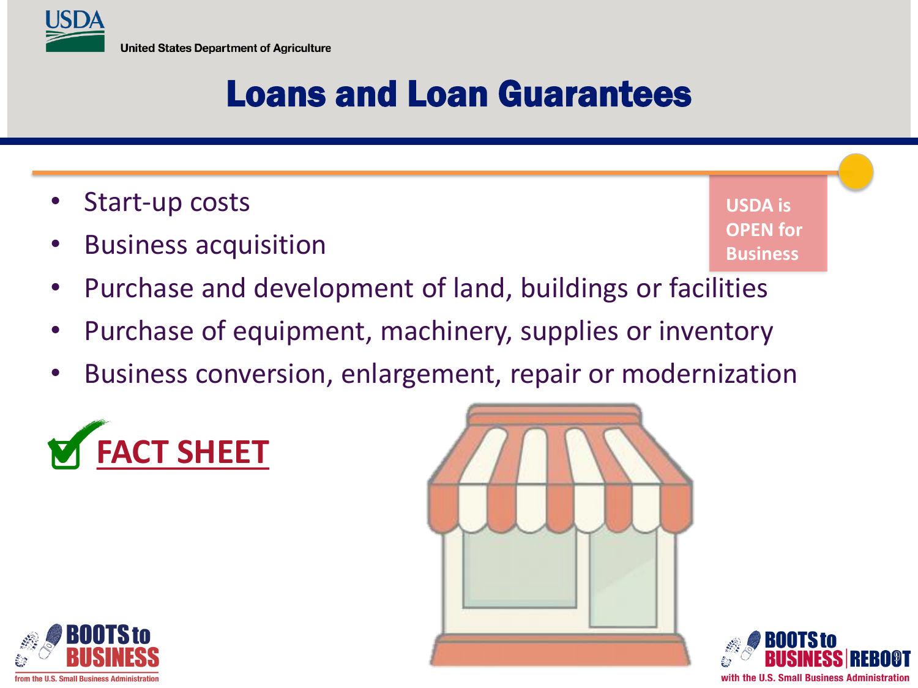# Loans and Loan Guarantees

- Start-up costs
- Business acquisition
- Purchase and development of land, buildings or facilities
- Purchase of equipment, machinery, supplies or inventory
- Business conversion, enlargement, repair or modernization

**USDA is OPEN for Business**

FACT SHEET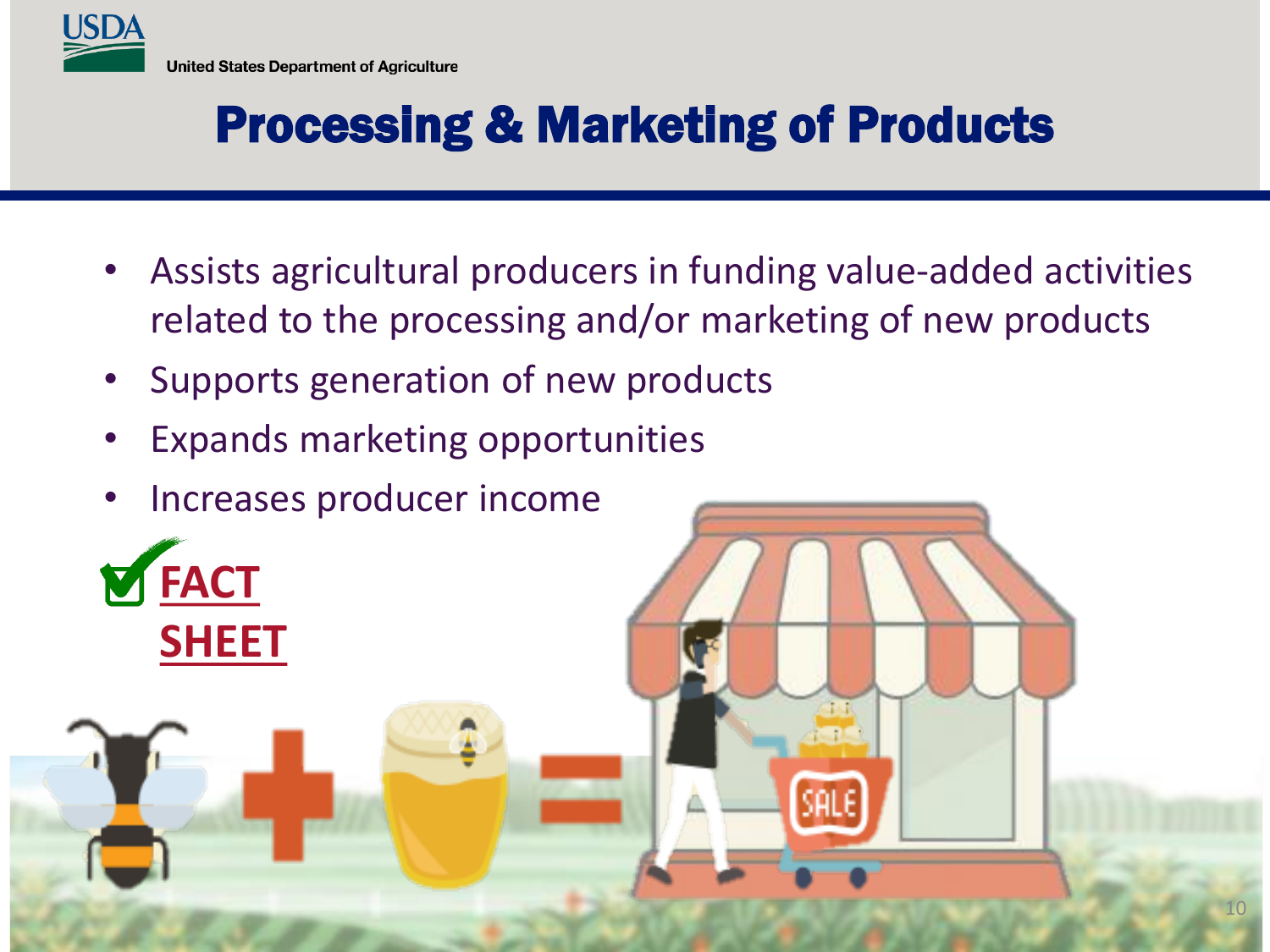# Processing & Marketing of Products

- Assists agricultural producers in funding value-added activities related to the processing and/or marketing of new products
- Supports generation of new products
- Expands marketing opportunities
- Increases producer income

FACT SHEET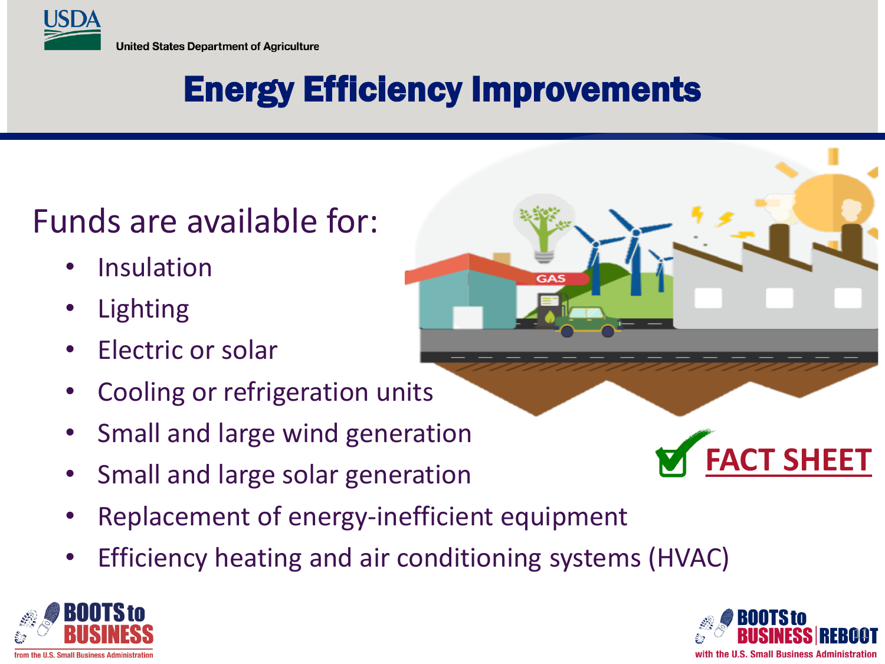# Energy Efficiency Improvements

Funds are available for:

- Insulation
- Lighting
- Electric or solar
- Cooling or refrigeration units
- Small and large wind generation
- Small and large solar generation
- Replacement of energy-inefficient equipment
- Efficiency heating and air conditioning systems (HVAC)

FACT SHEET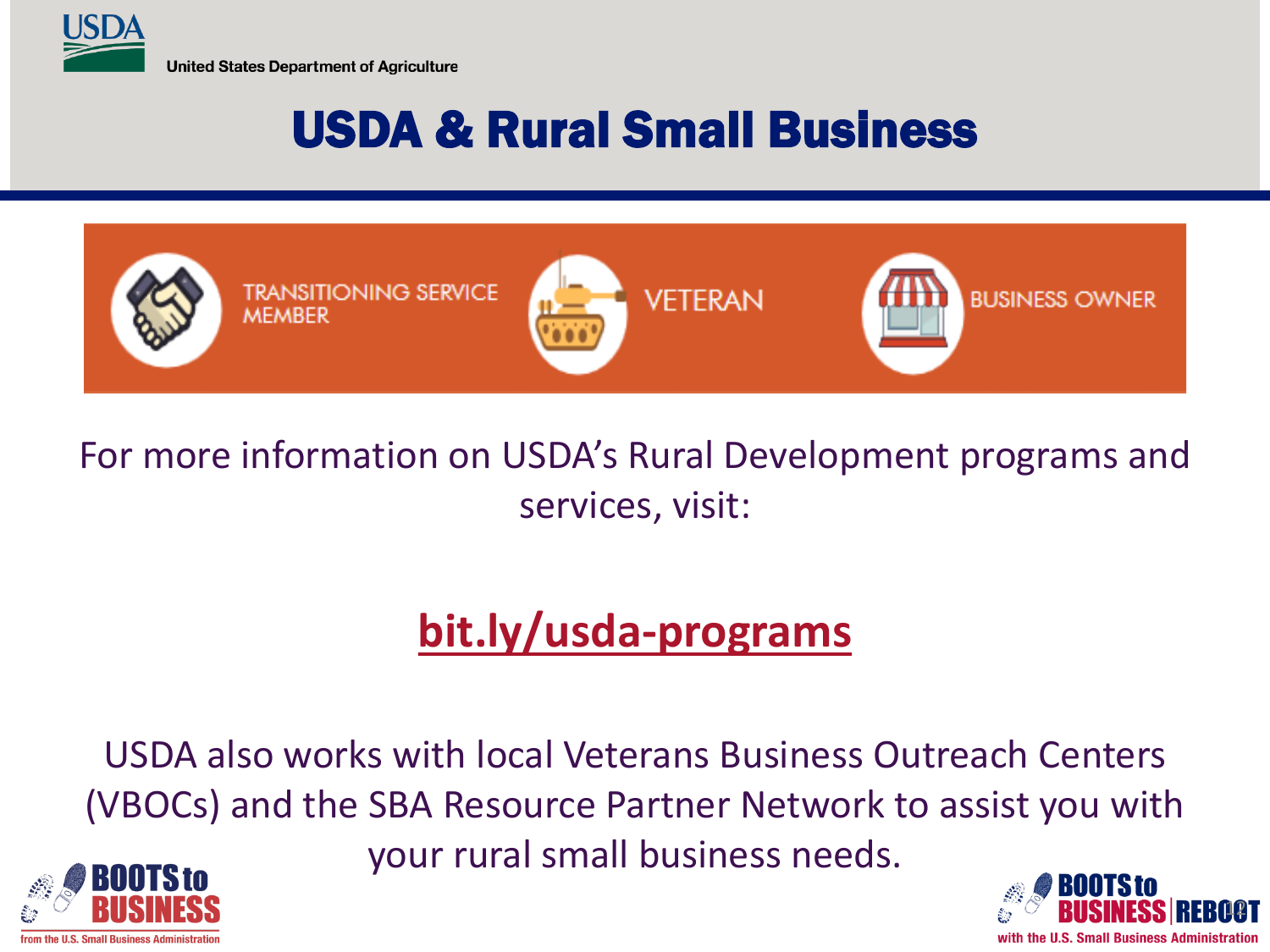United States Department of Agriculture

# USDA & Rural Small Business

TRANSITIONING SERVICE MEMBER | VETERAN | BUSINESS OWNER

For more information on USDA's Rural Development programs and services, visit:

## bit.ly/usda-programs

USDA also works with local Veterans Business Outreach Centers (VBOCs) and the SBA Resource Partner Network to assist you with your rural small business needs.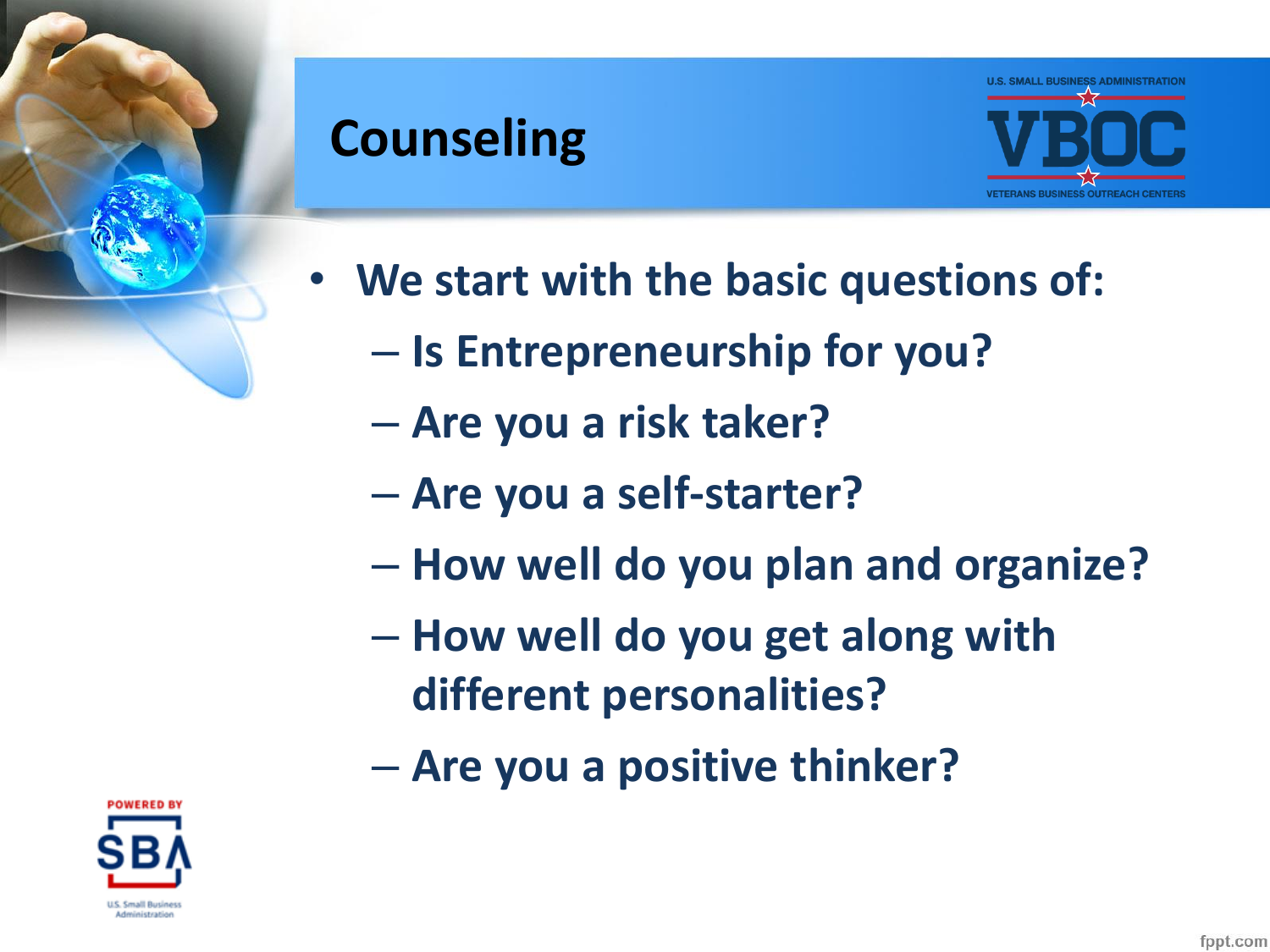# Counseling

- We start with the basic questions of:
  - Is Entrepreneurship for you?
  - Are you a risk taker?
  - Are you a self-starter?
  - How well do you plan and organize?
  - How well do you get along with different personalities?
  - Are you a positive thinker?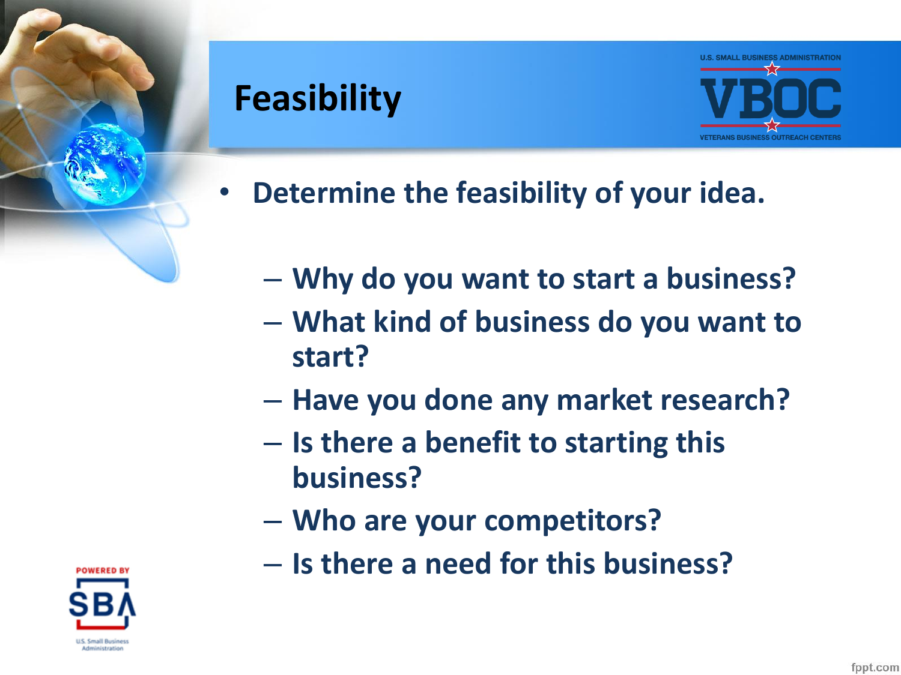# Feasibility

- Determine the feasibility of your idea.
  - Why do you want to start a business?
  - What kind of business do you want to start?
  - Have you done any market research?
  - Is there a benefit to starting this business?
  - Who are your competitors?
  - Is there a need for this business?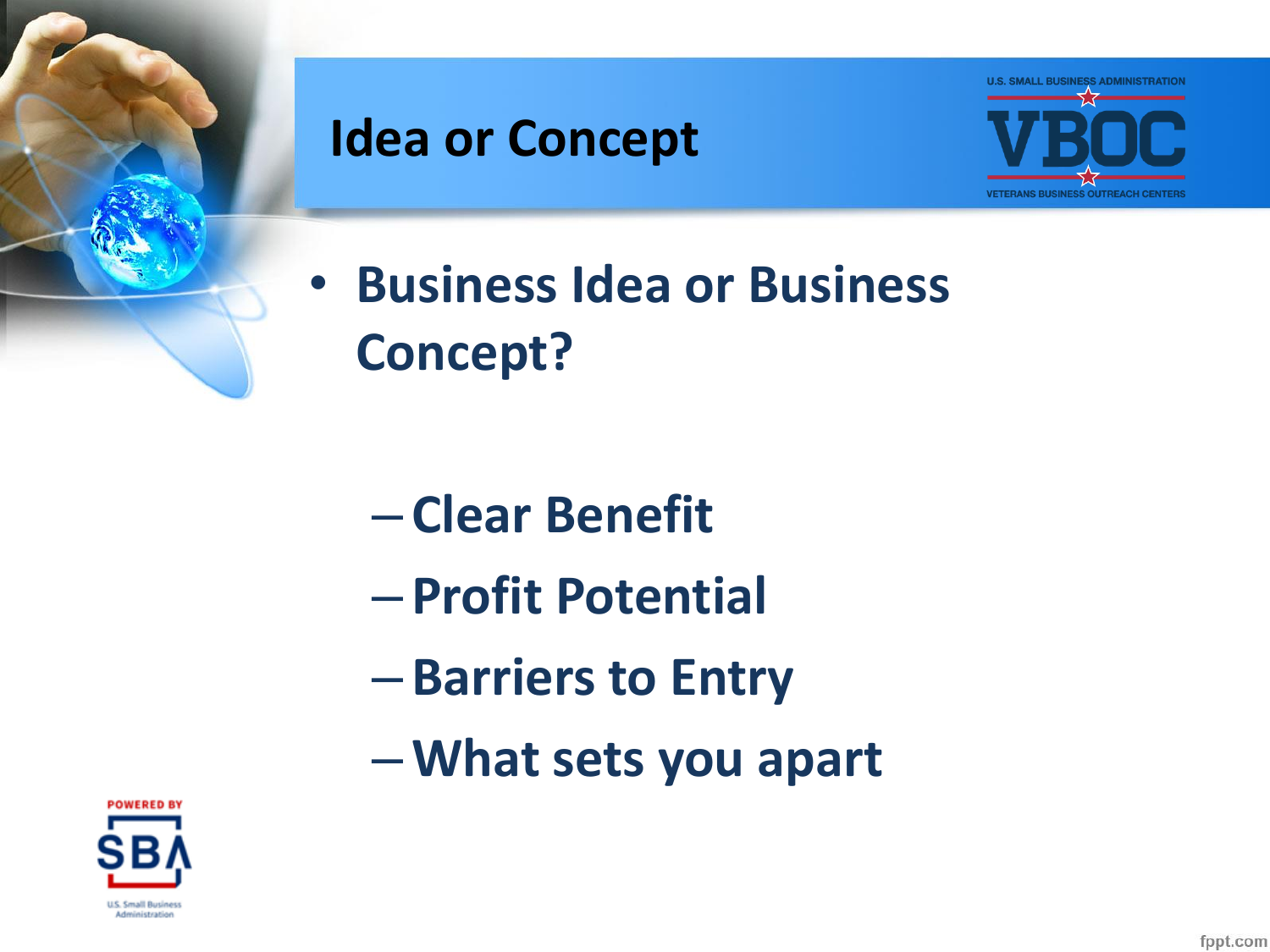# Idea or Concept

- Business Idea or Business Concept?
  - Clear Benefit
  - Profit Potential
  - Barriers to Entry
  - What sets you apart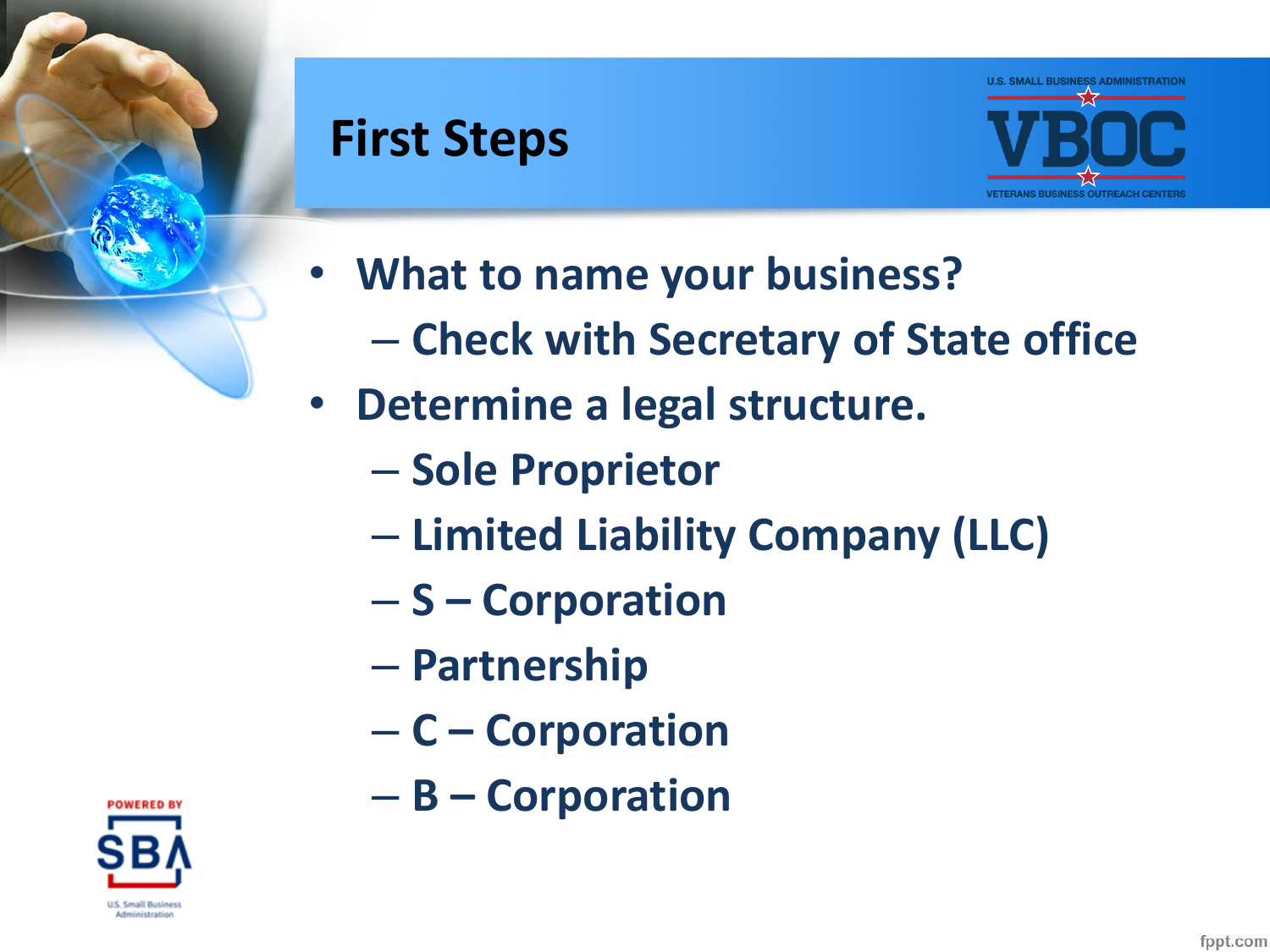# First Steps

- What to name your business?
  - Check with Secretary of State office
- Determine a legal structure.
  - Sole Proprietor
  - Limited Liability Company (LLC)
  - S – Corporation
  - Partnership
  - C – Corporation
  - B – Corporation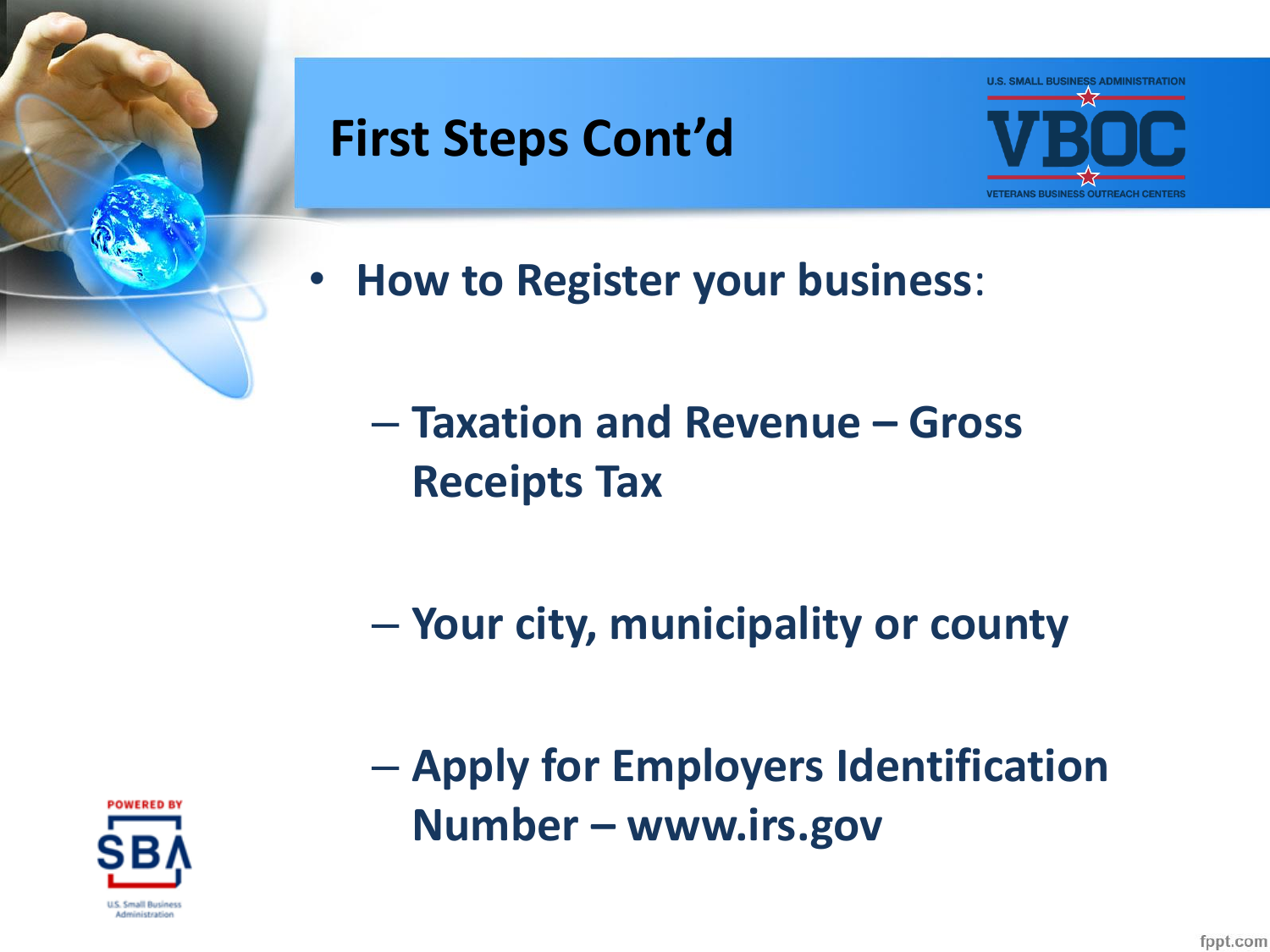# First Steps Cont'd

- **How to Register your business:**
  - **Taxation and Revenue – Gross Receipts Tax**
  - **Your city, municipality or county**
  - **Apply for Employers Identification Number – www.irs.gov**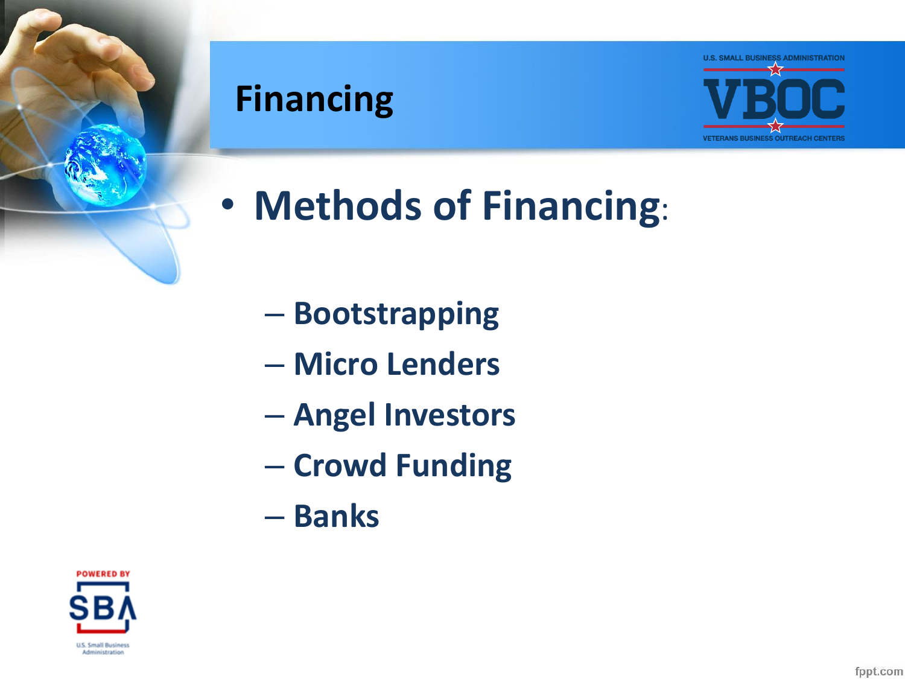# Financing

- **Methods of Financing**:
  - Bootstrapping
  - Micro Lenders
  - Angel Investors
  - Crowd Funding
  - Banks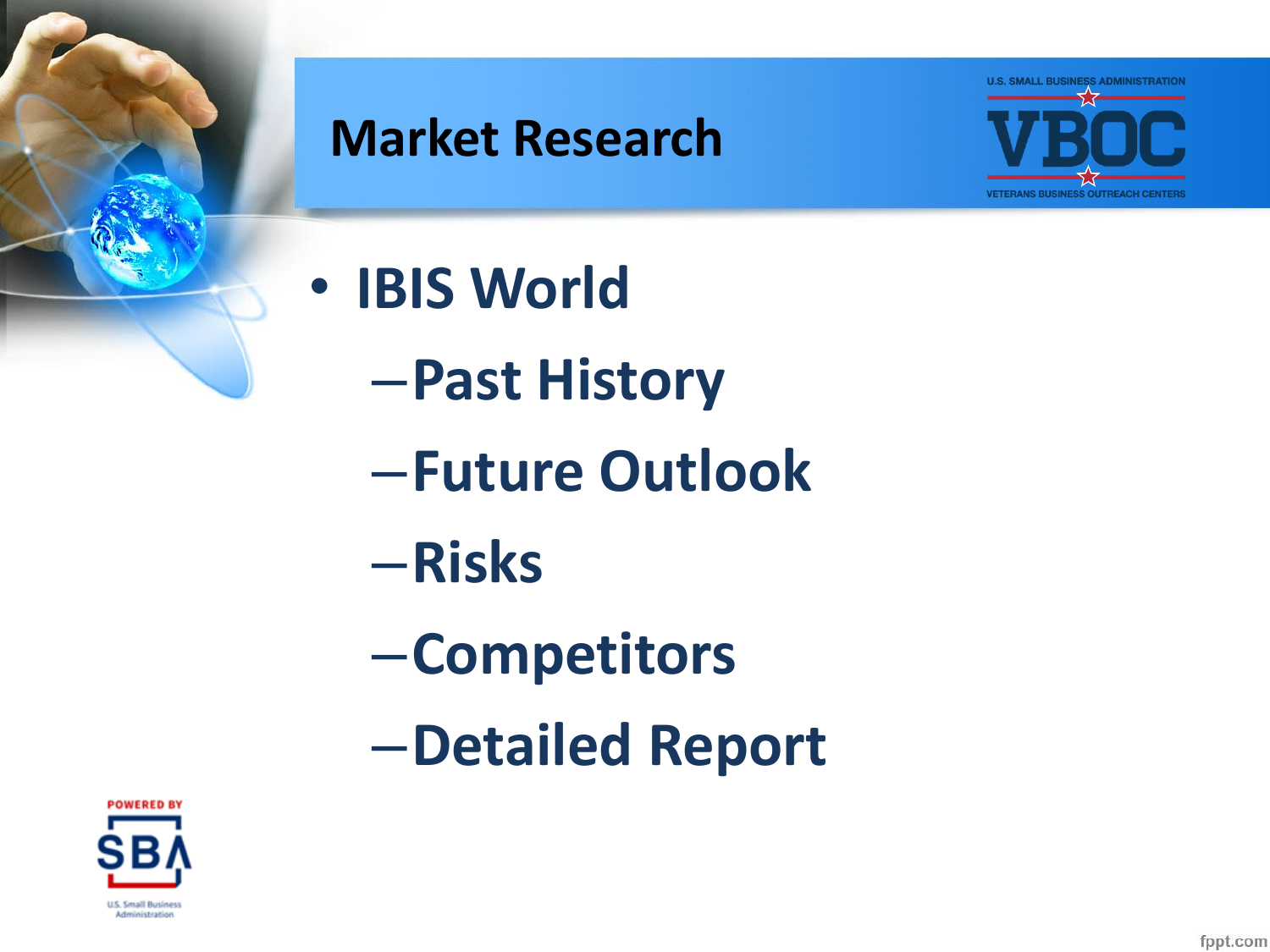# Market Research

- IBIS World
  - Past History
  - Future Outlook
  - Risks
  - Competitors
  - Detailed Report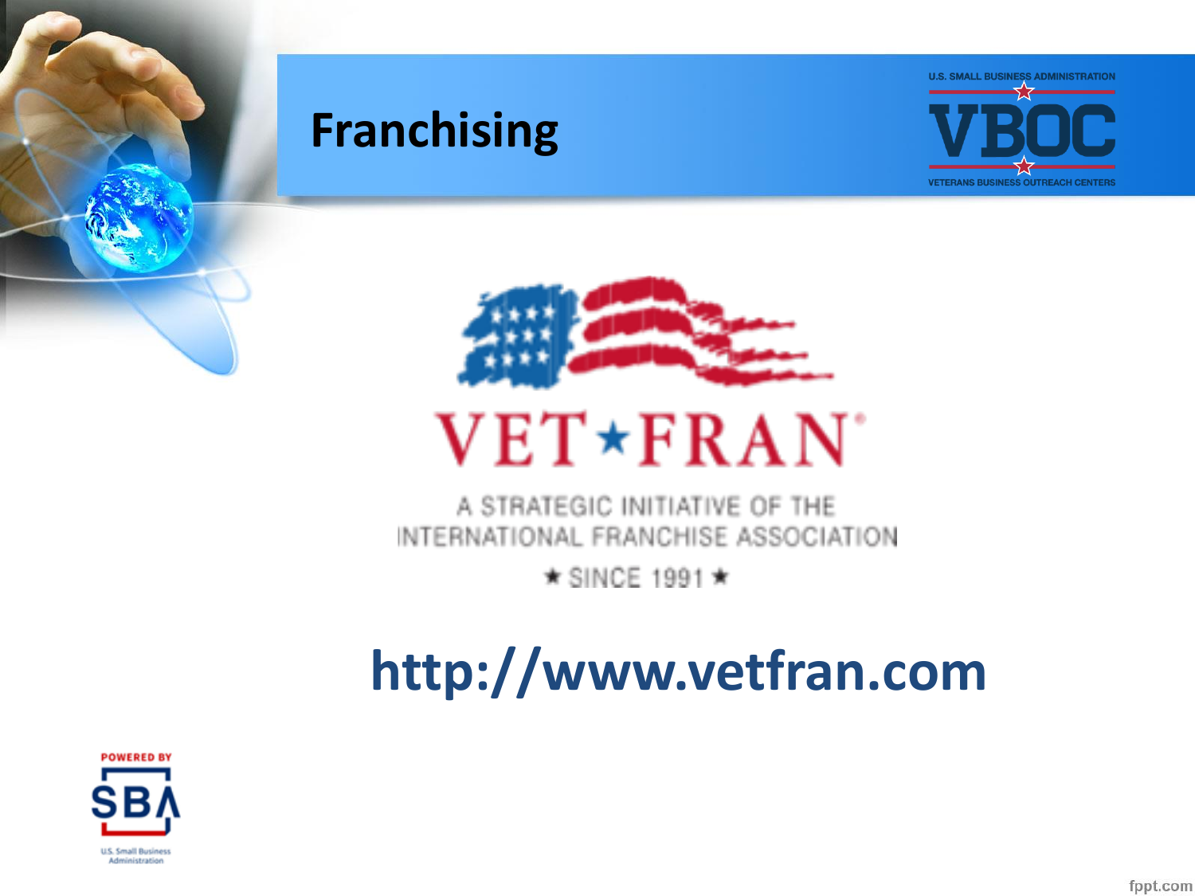# Franchising

U.S. SMALL BUSINESS ADMINISTRATION
VBOC
VETERANS BUSINESS OUTREACH CENTERS

VET★FRAN

A STRATEGIC INITIATIVE OF THE INTERNATIONAL FRANCHISE ASSOCIATION

★ SINCE 1991 ★

**http://www.vetfran.com**

POWERED BY SBA
U.S. Small Business Administration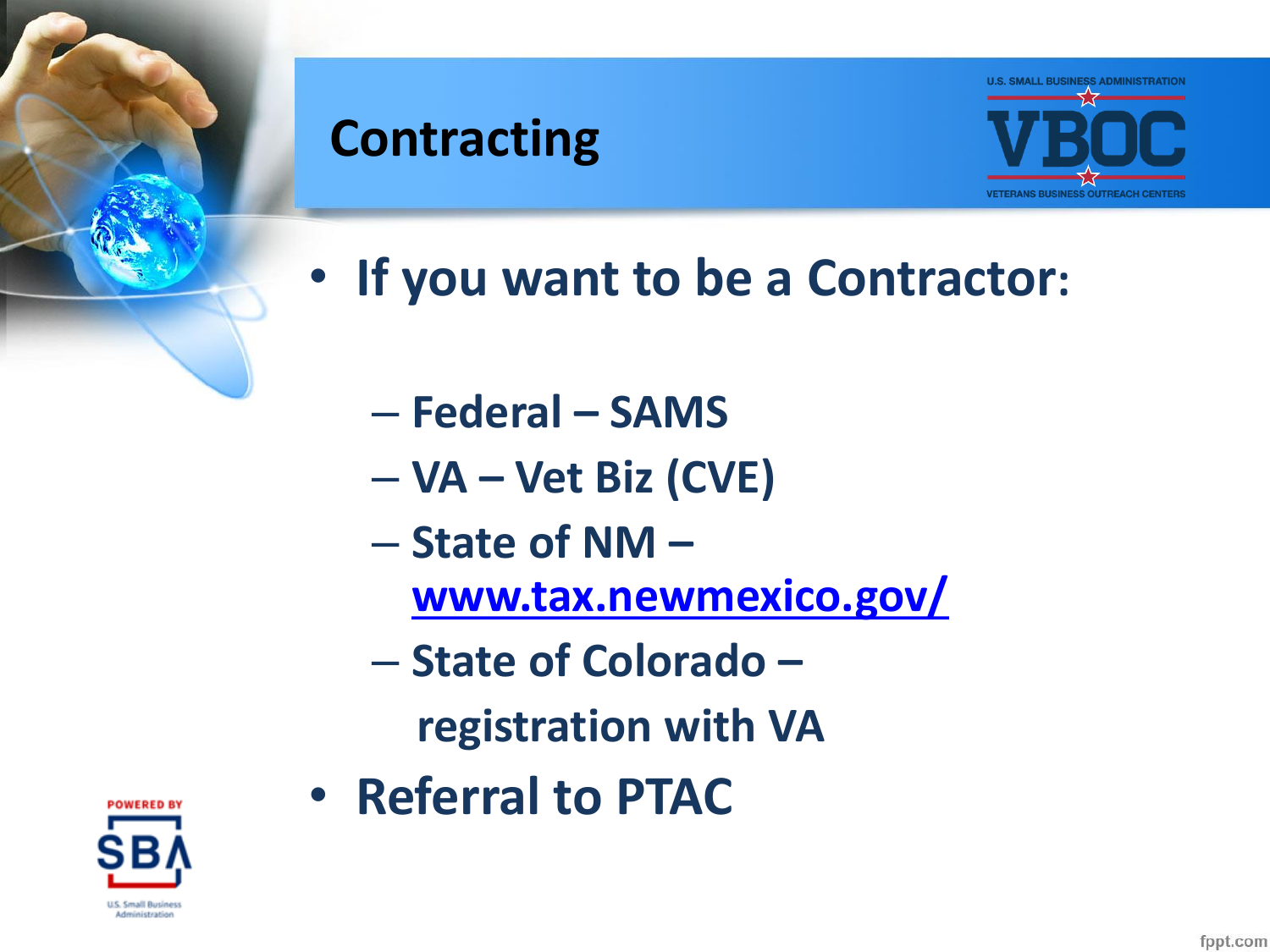# Contracting

- If you want to be a Contractor:
  - Federal – SAMS
  - VA – Vet Biz (CVE)
  - State of NM – www.tax.newmexico.gov/
  - State of Colorado – registration with VA
- Referral to PTAC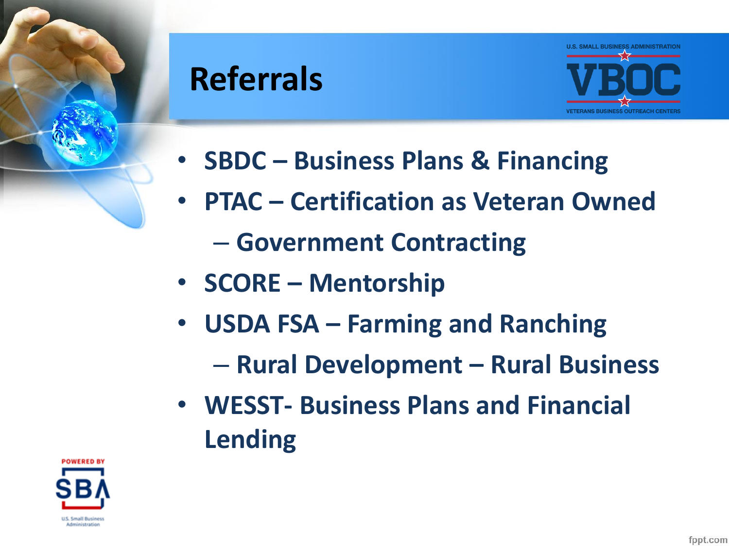# Referrals

- SBDC – Business Plans & Financing
- PTAC – Certification as Veteran Owned
  - Government Contracting
- SCORE – Mentorship
- USDA FSA – Farming and Ranching
  - Rural Development – Rural Business
- WESST- Business Plans and Financial Lending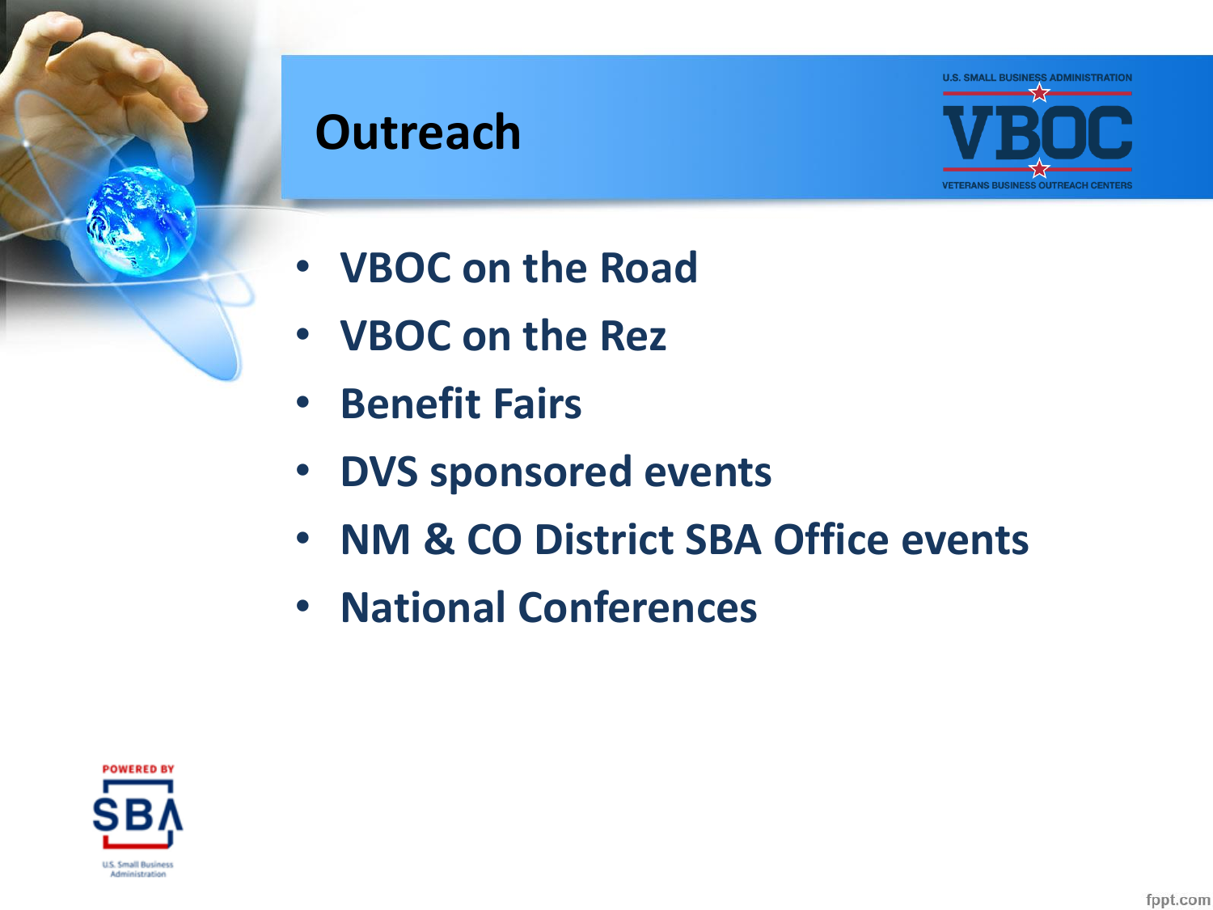# Outreach

- VBOC on the Road
- VBOC on the Rez
- Benefit Fairs
- DVS sponsored events
- NM & CO District SBA Office events
- National Conferences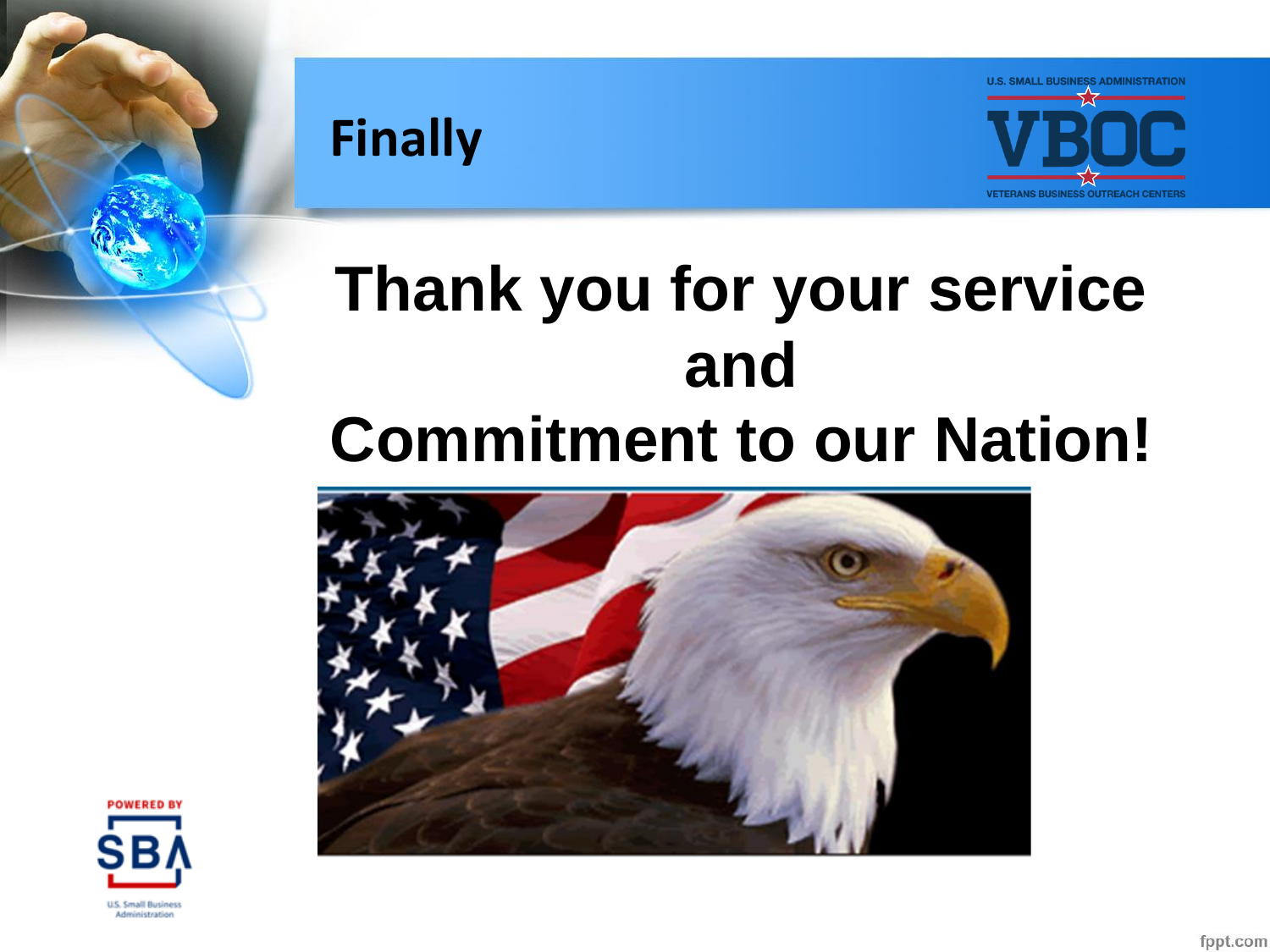# Finally

**Thank you for your service**
**and**
**Commitment to our Nation!**